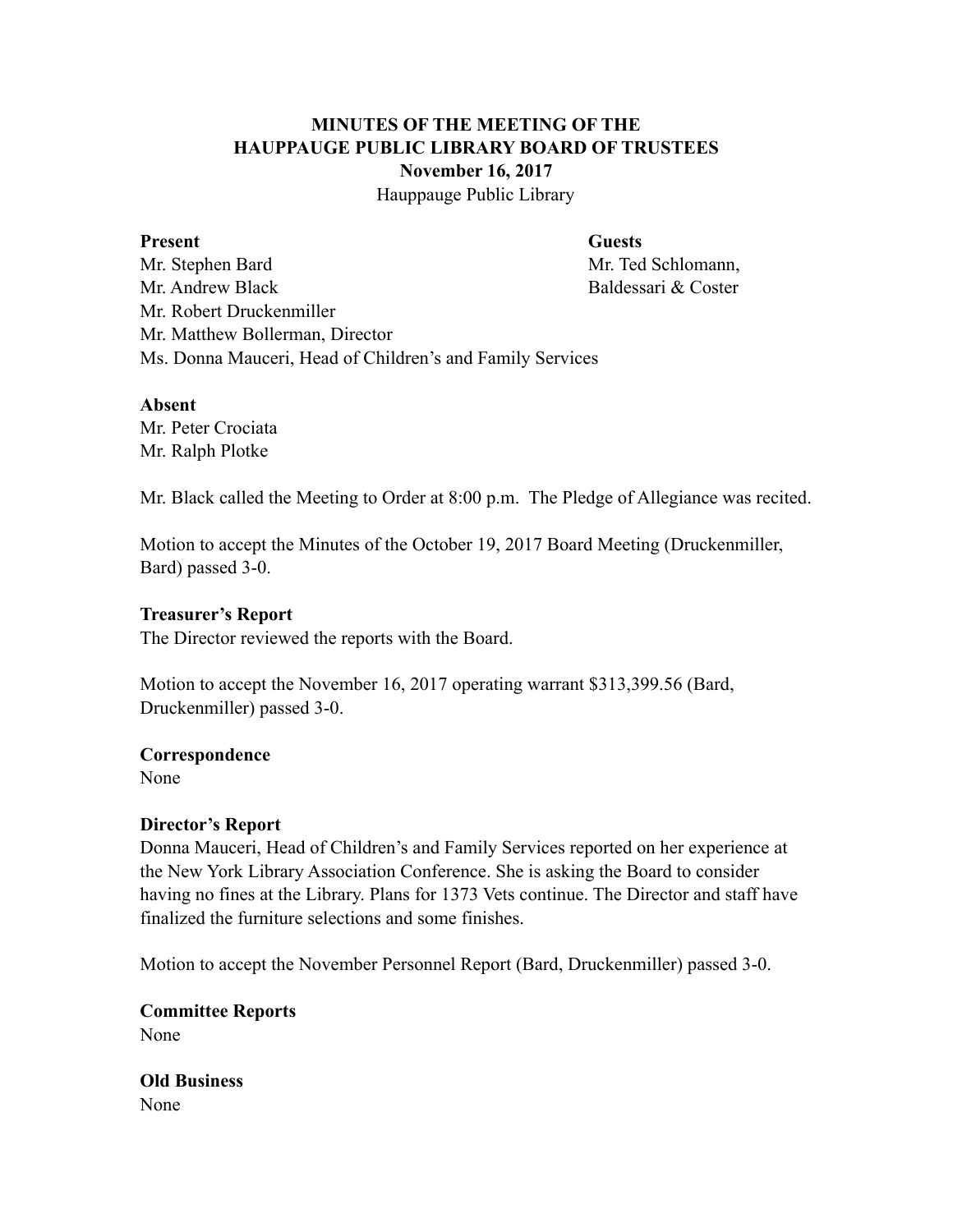**MINUTES OF THE MEETING OF THE**
**HAUPPAUGE PUBLIC LIBRARY BOARD OF TRUSTEES**
**November 16, 2017**
Hauppauge Public Library

**Present**
Mr. Stephen Bard
Mr. Andrew Black
Mr. Robert Druckenmiller
Mr. Matthew Bollerman, Director
Ms. Donna Mauceri, Head of Children's and Family Services

**Guests**
Mr. Ted Schlomann,
Baldessari & Coster

**Absent**
Mr. Peter Crociata
Mr. Ralph Plotke

Mr. Black called the Meeting to Order at 8:00 p.m. The Pledge of Allegiance was recited.

Motion to accept the Minutes of the October 19, 2017 Board Meeting (Druckenmiller, Bard) passed 3-0.

**Treasurer's Report**
The Director reviewed the reports with the Board.

Motion to accept the November 16, 2017 operating warrant $313,399.56 (Bard, Druckenmiller) passed 3-0.

**Correspondence**
None

**Director's Report**
Donna Mauceri, Head of Children's and Family Services reported on her experience at the New York Library Association Conference. She is asking the Board to consider having no fines at the Library. Plans for 1373 Vets continue. The Director and staff have finalized the furniture selections and some finishes.

Motion to accept the November Personnel Report (Bard, Druckenmiller) passed 3-0.

**Committee Reports**
None

**Old Business**
None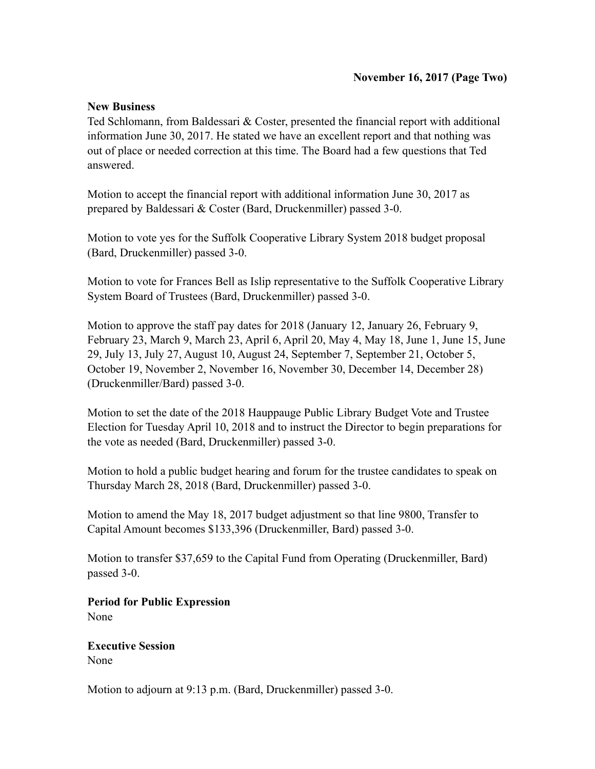**New Business**

Ted Schlomann, from Baldessari & Coster, presented the financial report with additional information June 30, 2017. He stated we have an excellent report and that nothing was out of place or needed correction at this time. The Board had a few questions that Ted answered.

Motion to accept the financial report with additional information June 30, 2017 as prepared by Baldessari & Coster (Bard, Druckenmiller) passed 3-0.

Motion to vote yes for the Suffolk Cooperative Library System 2018 budget proposal (Bard, Druckenmiller) passed 3-0.

Motion to vote for Frances Bell as Islip representative to the Suffolk Cooperative Library System Board of Trustees (Bard, Druckenmiller) passed 3-0.

Motion to approve the staff pay dates for 2018 (January 12, January 26, February 9, February 23, March 9, March 23, April 6, April 20, May 4, May 18, June 1, June 15, June 29, July 13, July 27, August 10, August 24, September 7, September 21, October 5, October 19, November 2, November 16, November 30, December 14, December 28) (Druckenmiller/Bard) passed 3-0.

Motion to set the date of the 2018 Hauppauge Public Library Budget Vote and Trustee Election for Tuesday April 10, 2018 and to instruct the Director to begin preparations for the vote as needed (Bard, Druckenmiller) passed 3-0.

Motion to hold a public budget hearing and forum for the trustee candidates to speak on Thursday March 28, 2018 (Bard, Druckenmiller) passed 3-0.

Motion to amend the May 18, 2017 budget adjustment so that line 9800, Transfer to Capital Amount becomes $133,396 (Druckenmiller, Bard) passed 3-0.

Motion to transfer $37,659 to the Capital Fund from Operating (Druckenmiller, Bard) passed 3-0.

**Period for Public Expression**

None

**Executive Session**

None

Motion to adjourn at 9:13 p.m. (Bard, Druckenmiller) passed 3-0.